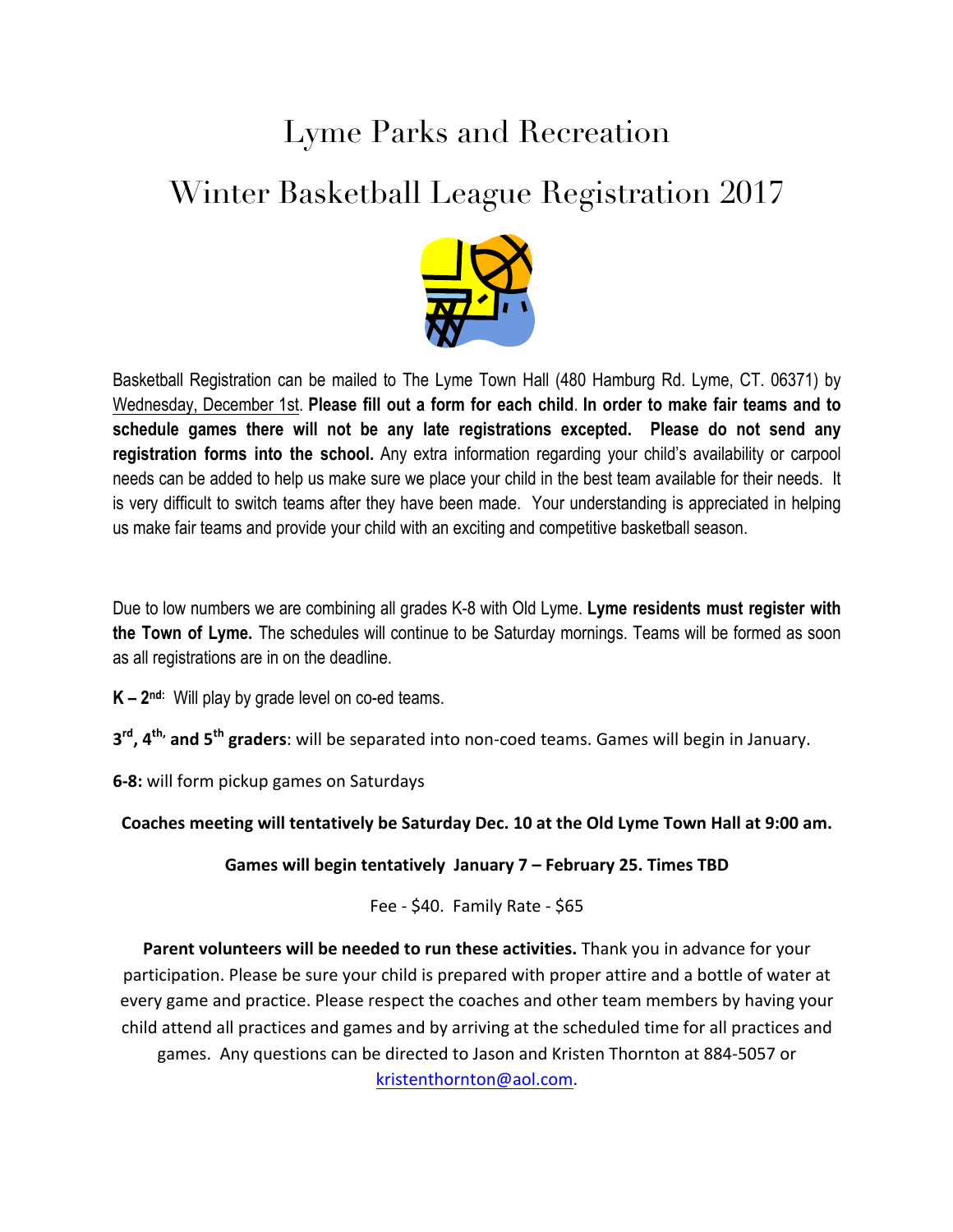# Lyme Parks and Recreation

# Winter Basketball League Registration 2017

Basketball Registration can be mailed to The Lyme Town Hall (480 Hamburg Rd. Lyme, CT. 06371) by Wednesday, December 1st. **Please fill out a form for each child**. **In order to make fair teams and to schedule games there will not be any late registrations excepted. Please do not send any registration forms into the school.** Any extra information regarding your child's availability or carpool needs can be added to help us make sure we place your child in the best team available for their needs. It is very difficult to switch teams after they have been made. Your understanding is appreciated in helping us make fair teams and provide your child with an exciting and competitive basketball season.

Due to low numbers we are combining all grades K-8 with Old Lyme. **Lyme residents must register with the Town of Lyme.** The schedules will continue to be Saturday mornings. Teams will be formed as soon as all registrations are in on the deadline.

**K – 2nd:** Will play by grade level on co-ed teams.

**3rd, 4th, and 5th graders**: will be separated into non-coed teams. Games will begin in January.

**6-8:** will form pickup games on Saturdays

**Coaches meeting will tentatively be Saturday Dec. 10 at the Old Lyme Town Hall at 9:00 am.**

**Games will begin tentatively January 7 – February 25. Times TBD**

Fee - $40. Family Rate - $65

**Parent volunteers will be needed to run these activities.** Thank you in advance for your participation. Please be sure your child is prepared with proper attire and a bottle of water at every game and practice. Please respect the coaches and other team members by having your child attend all practices and games and by arriving at the scheduled time for all practices and games. Any questions can be directed to Jason and Kristen Thornton at 884-5057 or kristenthornton@aol.com.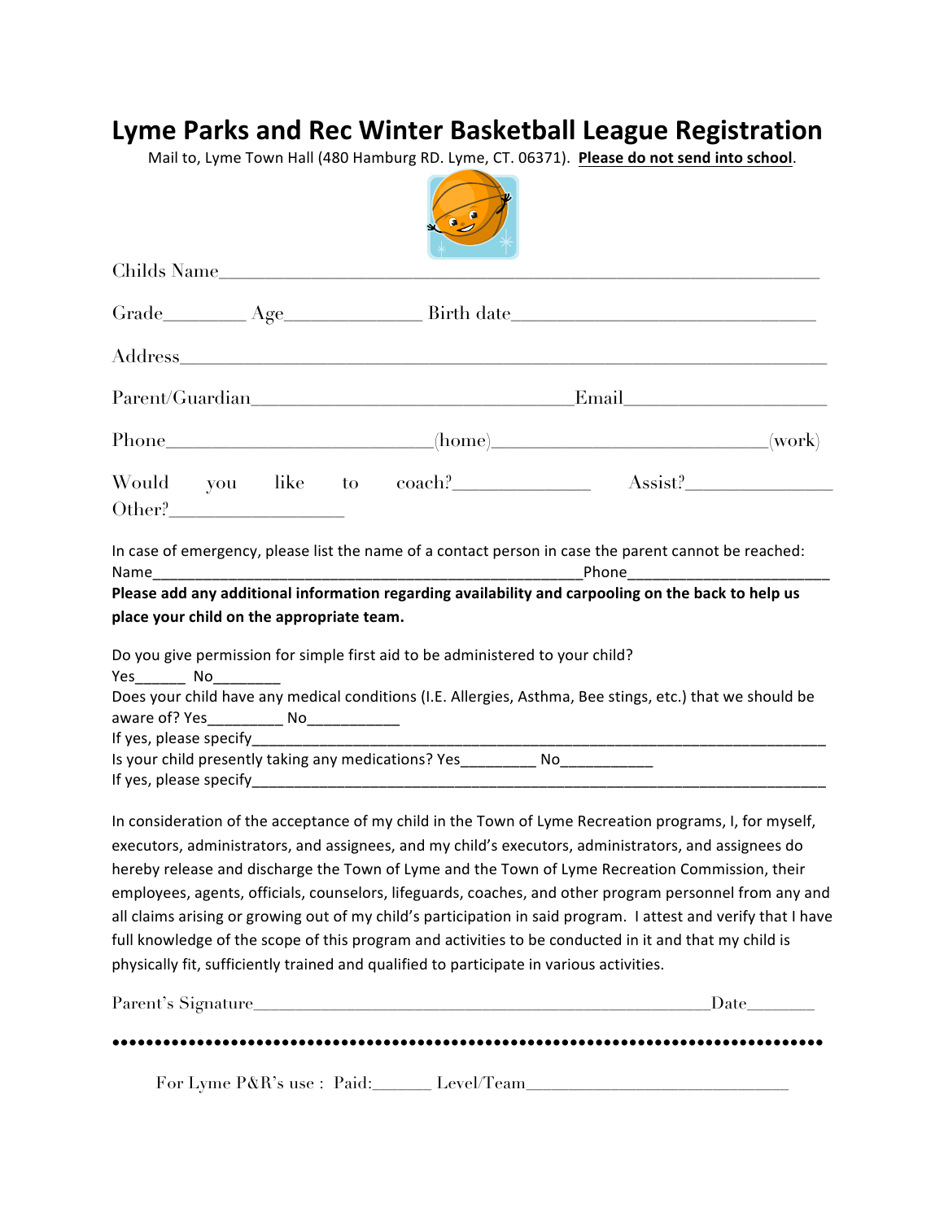# Lyme Parks and Rec Winter Basketball League Registration

Mail to, Lyme Town Hall (480 Hamburg RD. Lyme, CT. 06371). **Please do not send into school**.

Childs Name___________________________________________________________

Grade________ Age______________ Birth date_______________________________

Address_______________________________________________________________

Parent/Guardian_______________________________Email____________________

Phone__________________________(home)___________________________(work)

Would you like to coach?_____________ Assist?_______________ Other?__________________

In case of emergency, please list the name of a contact person in case the parent cannot be reached:
Name_______________________________________________Phone______________________

**Please add any additional information regarding availability and carpooling on the back to help us place your child on the appropriate team.**

Do you give permission for simple first aid to be administered to your child?
Yes______ No________

Does your child have any medical conditions (I.E. Allergies, Asthma, Bee stings, etc.) that we should be aware of? Yes_________ No___________

If yes, please specify_______________________________________________________________

Is your child presently taking any medications? Yes_________ No___________

If yes, please specify_______________________________________________________________

In consideration of the acceptance of my child in the Town of Lyme Recreation programs, I, for myself, executors, administrators, and assignees, and my child's executors, administrators, and assignees do hereby release and discharge the Town of Lyme and the Town of Lyme Recreation Commission, their employees, agents, officials, counselors, lifeguards, coaches, and other program personnel from any and all claims arising or growing out of my child's participation in said program. I attest and verify that I have full knowledge of the scope of this program and activities to be conducted in it and that my child is physically fit, sufficiently trained and qualified to participate in various activities.

Parent's Signature_____________________________________________Date_______

For Lyme P&R's use : Paid:______ Level/Team____________________________